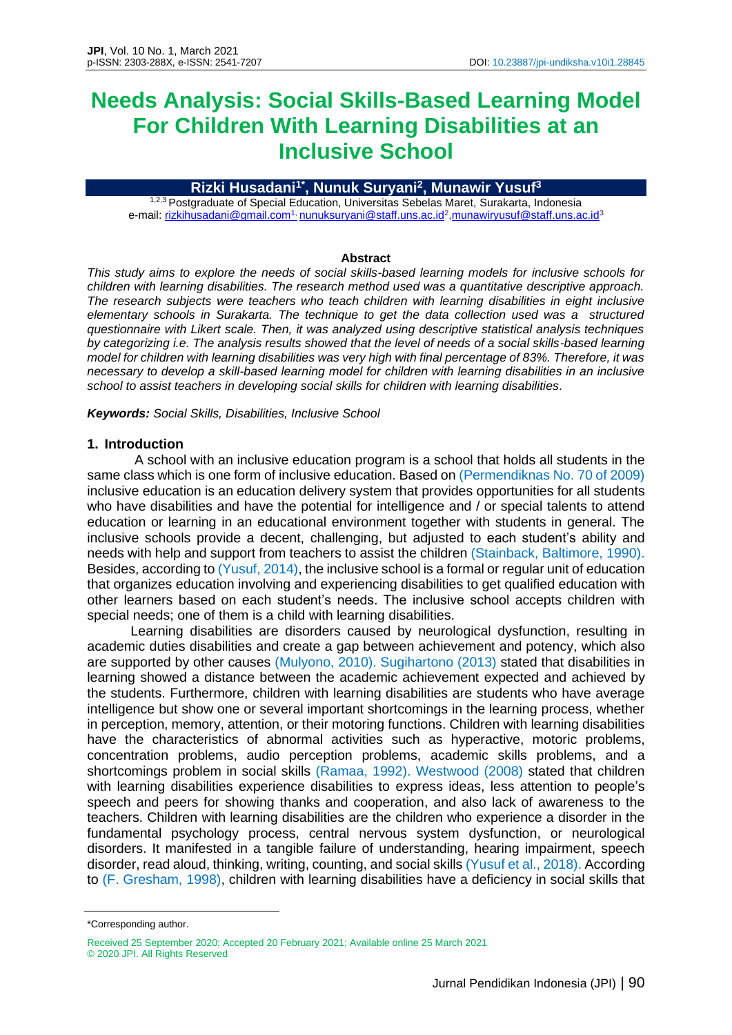# Needs Analysis: Social Skills-Based Learning Model For Children With Learning Disabilities at an Inclusive School

**Rizki Husadani[1*], Nunuk Suryani[2], Munawir Yusuf[3]**

[1,2,3] Postgraduate of Special Education, Universitas Sebelas Maret, Surakarta, Indonesia
e-mail: rizkihusadani@gmail.com[1], nunuksuryani@staff.uns.ac.id[2], munawiryusuf@staff.uns.ac.id[3]

**Abstract**

*This study aims to explore the needs of social skills-based learning models for inclusive schools for children with learning disabilities. The research method used was a quantitative descriptive approach. The research subjects were teachers who teach children with learning disabilities in eight inclusive elementary schools in Surakarta. The technique to get the data collection used was a structured questionnaire with Likert scale. Then, it was analyzed using descriptive statistical analysis techniques by categorizing i.e. The analysis results showed that the level of needs of a social skills-based learning model for children with learning disabilities was very high with final percentage of 83%. Therefore, it was necessary to develop a skill-based learning model for children with learning disabilities in an inclusive school to assist teachers in developing social skills for children with learning disabilities.*

***Keywords:** Social Skills, Disabilities, Inclusive School*

## 1. Introduction

A school with an inclusive education program is a school that holds all students in the same class which is one form of inclusive education. Based on (Permendiknas No. 70 of 2009) inclusive education is an education delivery system that provides opportunities for all students who have disabilities and have the potential for intelligence and / or special talents to attend education or learning in an educational environment together with students in general. The inclusive schools provide a decent, challenging, but adjusted to each student's ability and needs with help and support from teachers to assist the children (Stainback, Baltimore, 1990). Besides, according to (Yusuf, 2014), the inclusive school is a formal or regular unit of education that organizes education involving and experiencing disabilities to get qualified education with other learners based on each student's needs. The inclusive school accepts children with special needs; one of them is a child with learning disabilities.

Learning disabilities are disorders caused by neurological dysfunction, resulting in academic duties disabilities and create a gap between achievement and potency, which also are supported by other causes (Mulyono, 2010). Sugihartono (2013) stated that disabilities in learning showed a distance between the academic achievement expected and achieved by the students. Furthermore, children with learning disabilities are students who have average intelligence but show one or several important shortcomings in the learning process, whether in perception, memory, attention, or their motoring functions. Children with learning disabilities have the characteristics of abnormal activities such as hyperactive, motoric problems, concentration problems, audio perception problems, academic skills problems, and a shortcomings problem in social skills (Ramaa, 1992). Westwood (2008) stated that children with learning disabilities experience disabilities to express ideas, less attention to people's speech and peers for showing thanks and cooperation, and also lack of awareness to the teachers. Children with learning disabilities are the children who experience a disorder in the fundamental psychology process, central nervous system dysfunction, or neurological disorders. It manifested in a tangible failure of understanding, hearing impairment, speech disorder, read aloud, thinking, writing, counting, and social skills (Yusuf et al., 2018). According to (F. Gresham, 1998), children with learning disabilities have a deficiency in social skills that

*Corresponding author.

Received 25 September 2020; Accepted 20 February 2021; Available online 25 March 2021
© 2020 JPI. All Rights Reserved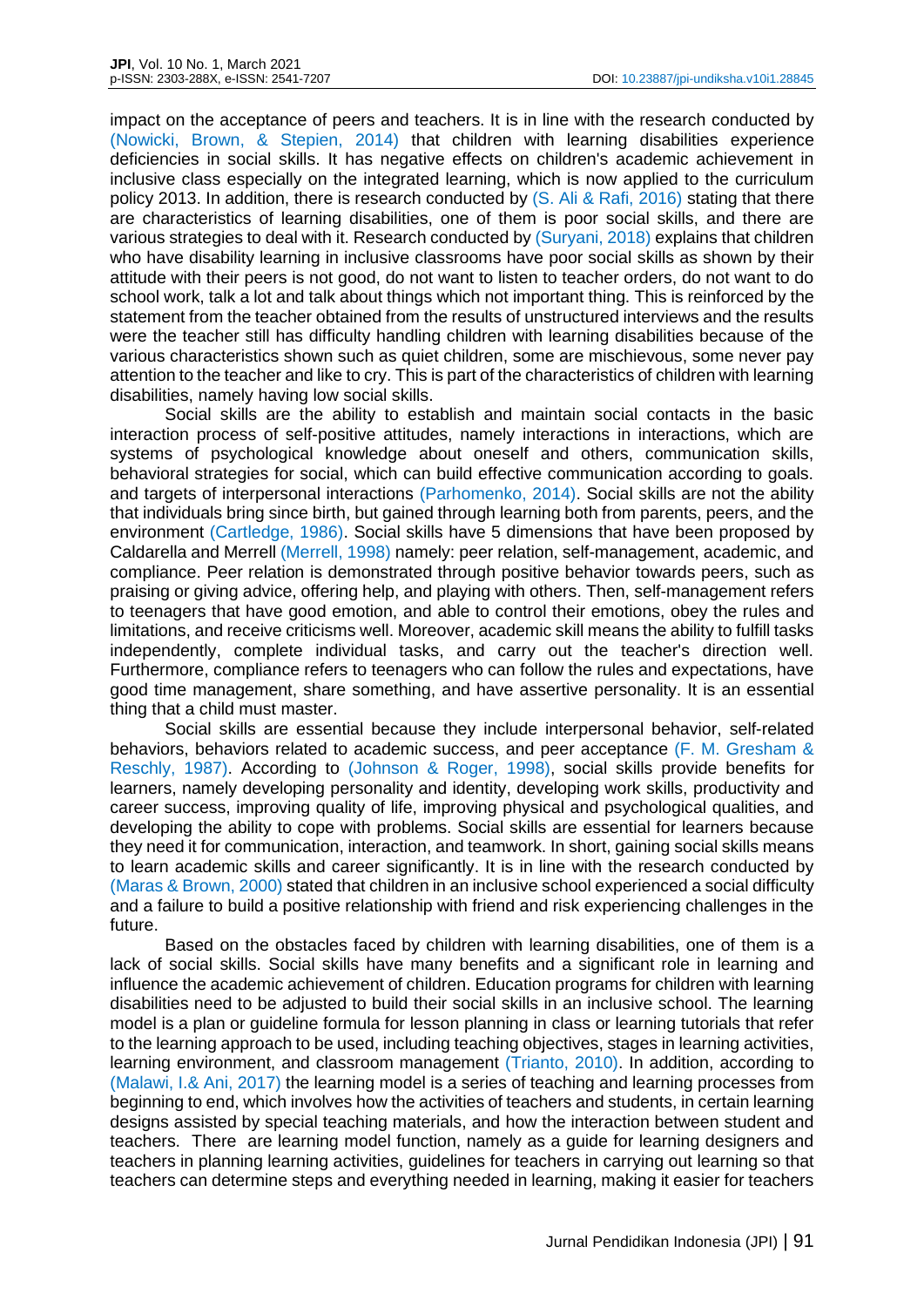impact on the acceptance of peers and teachers. It is in line with the research conducted by (Nowicki, Brown, & Stepien, 2014) that children with learning disabilities experience deficiencies in social skills. It has negative effects on children's academic achievement in inclusive class especially on the integrated learning, which is now applied to the curriculum policy 2013. In addition, there is research conducted by (S. Ali & Rafi, 2016) stating that there are characteristics of learning disabilities, one of them is poor social skills, and there are various strategies to deal with it. Research conducted by (Suryani, 2018) explains that children who have disability learning in inclusive classrooms have poor social skills as shown by their attitude with their peers is not good, do not want to listen to teacher orders, do not want to do school work, talk a lot and talk about things which not important thing. This is reinforced by the statement from the teacher obtained from the results of unstructured interviews and the results were the teacher still has difficulty handling children with learning disabilities because of the various characteristics shown such as quiet children, some are mischievous, some never pay attention to the teacher and like to cry. This is part of the characteristics of children with learning disabilities, namely having low social skills.

Social skills are the ability to establish and maintain social contacts in the basic interaction process of self-positive attitudes, namely interactions in interactions, which are systems of psychological knowledge about oneself and others, communication skills, behavioral strategies for social, which can build effective communication according to goals. and targets of interpersonal interactions (Parhomenko, 2014). Social skills are not the ability that individuals bring since birth, but gained through learning both from parents, peers, and the environment (Cartledge, 1986). Social skills have 5 dimensions that have been proposed by Caldarella and Merrell (Merrell, 1998) namely: peer relation, self-management, academic, and compliance. Peer relation is demonstrated through positive behavior towards peers, such as praising or giving advice, offering help, and playing with others. Then, self-management refers to teenagers that have good emotion, and able to control their emotions, obey the rules and limitations, and receive criticisms well. Moreover, academic skill means the ability to fulfill tasks independently, complete individual tasks, and carry out the teacher's direction well. Furthermore, compliance refers to teenagers who can follow the rules and expectations, have good time management, share something, and have assertive personality. It is an essential thing that a child must master.

Social skills are essential because they include interpersonal behavior, self-related behaviors, behaviors related to academic success, and peer acceptance (F. M. Gresham & Reschly, 1987). According to (Johnson & Roger, 1998), social skills provide benefits for learners, namely developing personality and identity, developing work skills, productivity and career success, improving quality of life, improving physical and psychological qualities, and developing the ability to cope with problems. Social skills are essential for learners because they need it for communication, interaction, and teamwork. In short, gaining social skills means to learn academic skills and career significantly. It is in line with the research conducted by (Maras & Brown, 2000) stated that children in an inclusive school experienced a social difficulty and a failure to build a positive relationship with friend and risk experiencing challenges in the future.

Based on the obstacles faced by children with learning disabilities, one of them is a lack of social skills. Social skills have many benefits and a significant role in learning and influence the academic achievement of children. Education programs for children with learning disabilities need to be adjusted to build their social skills in an inclusive school. The learning model is a plan or guideline formula for lesson planning in class or learning tutorials that refer to the learning approach to be used, including teaching objectives, stages in learning activities, learning environment, and classroom management (Trianto, 2010). In addition, according to (Malawi, I.& Ani, 2017) the learning model is a series of teaching and learning processes from beginning to end, which involves how the activities of teachers and students, in certain learning designs assisted by special teaching materials, and how the interaction between student and teachers. There are learning model function, namely as a guide for learning designers and teachers in planning learning activities, guidelines for teachers in carrying out learning so that teachers can determine steps and everything needed in learning, making it easier for teachers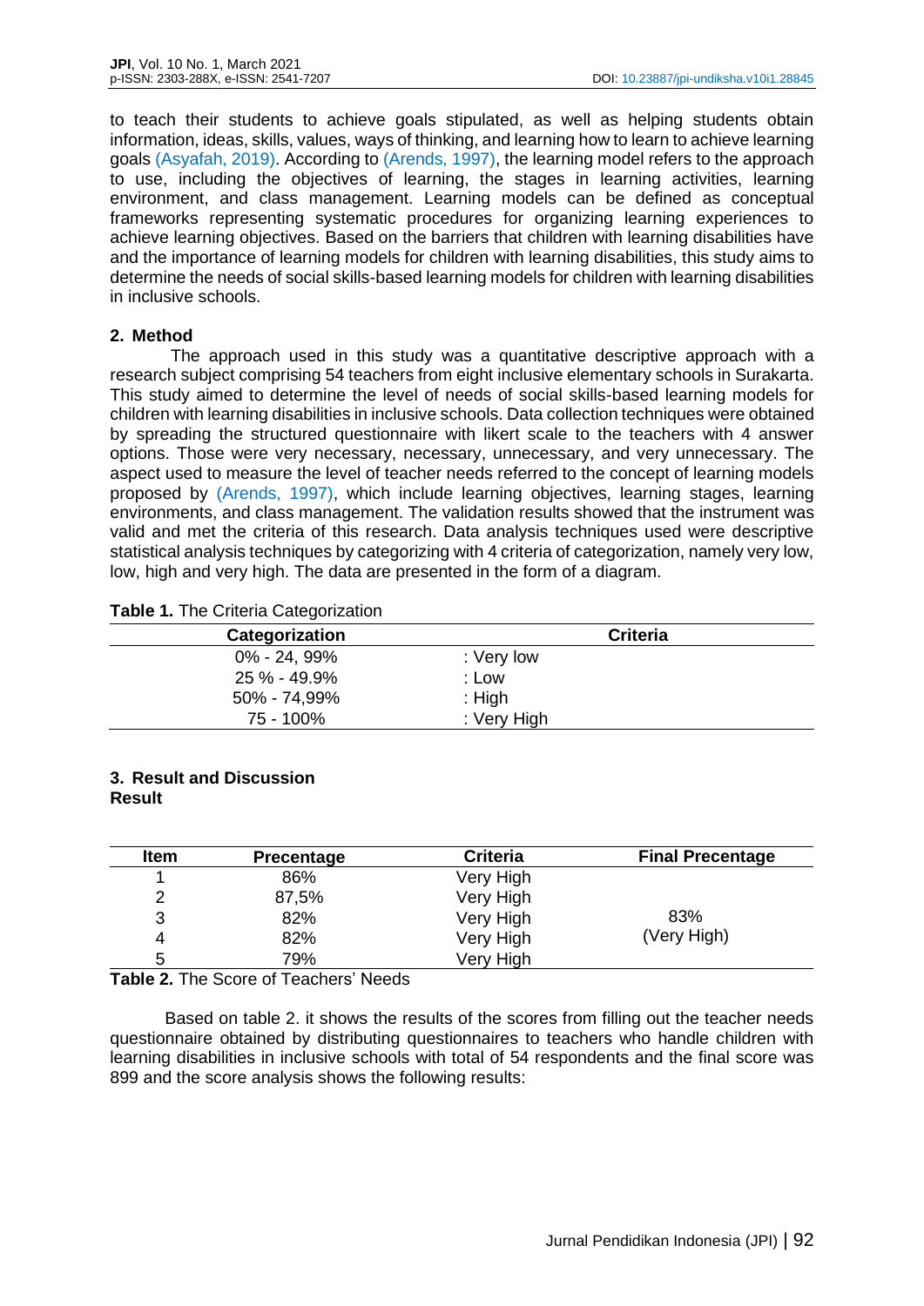to teach their students to achieve goals stipulated, as well as helping students obtain information, ideas, skills, values, ways of thinking, and learning how to learn to achieve learning goals (Asyafah, 2019). According to (Arends, 1997), the learning model refers to the approach to use, including the objectives of learning, the stages in learning activities, learning environment, and class management. Learning models can be defined as conceptual frameworks representing systematic procedures for organizing learning experiences to achieve learning objectives. Based on the barriers that children with learning disabilities have and the importance of learning models for children with learning disabilities, this study aims to determine the needs of social skills-based learning models for children with learning disabilities in inclusive schools.

## 2. Method

The approach used in this study was a quantitative descriptive approach with a research subject comprising 54 teachers from eight inclusive elementary schools in Surakarta. This study aimed to determine the level of needs of social skills-based learning models for children with learning disabilities in inclusive schools. Data collection techniques were obtained by spreading the structured questionnaire with likert scale to the teachers with 4 answer options. Those were very necessary, necessary, unnecessary, and very unnecessary. The aspect used to measure the level of teacher needs referred to the concept of learning models proposed by (Arends, 1997), which include learning objectives, learning stages, learning environments, and class management. The validation results showed that the instrument was valid and met the criteria of this research. Data analysis techniques used were descriptive statistical analysis techniques by categorizing with 4 criteria of categorization, namely very low, low, high and very high. The data are presented in the form of a diagram.

**Table 1.** The Criteria Categorization

| Categorization | Criteria |
|---|---|
| 0% - 24, 99% | : Very low |
| 25 % - 49.9% | : Low |
| 50% - 74,99% | : High |
| 75 - 100% | : Very High |

## 3. Result and Discussion

### Result

| Item | Precentage | Criteria | Final Precentage |
|---|---|---|---|
| 1 | 86% | Very High | |
| 2 | 87,5% | Very High | |
| 3 | 82% | Very High | 83% (Very High) |
| 4 | 82% | Very High | |
| 5 | 79% | Very High | |

**Table 2.** The Score of Teachers' Needs

Based on table 2. it shows the results of the scores from filling out the teacher needs questionnaire obtained by distributing questionnaires to teachers who handle children with learning disabilities in inclusive schools with total of 54 respondents and the final score was 899 and the score analysis shows the following results: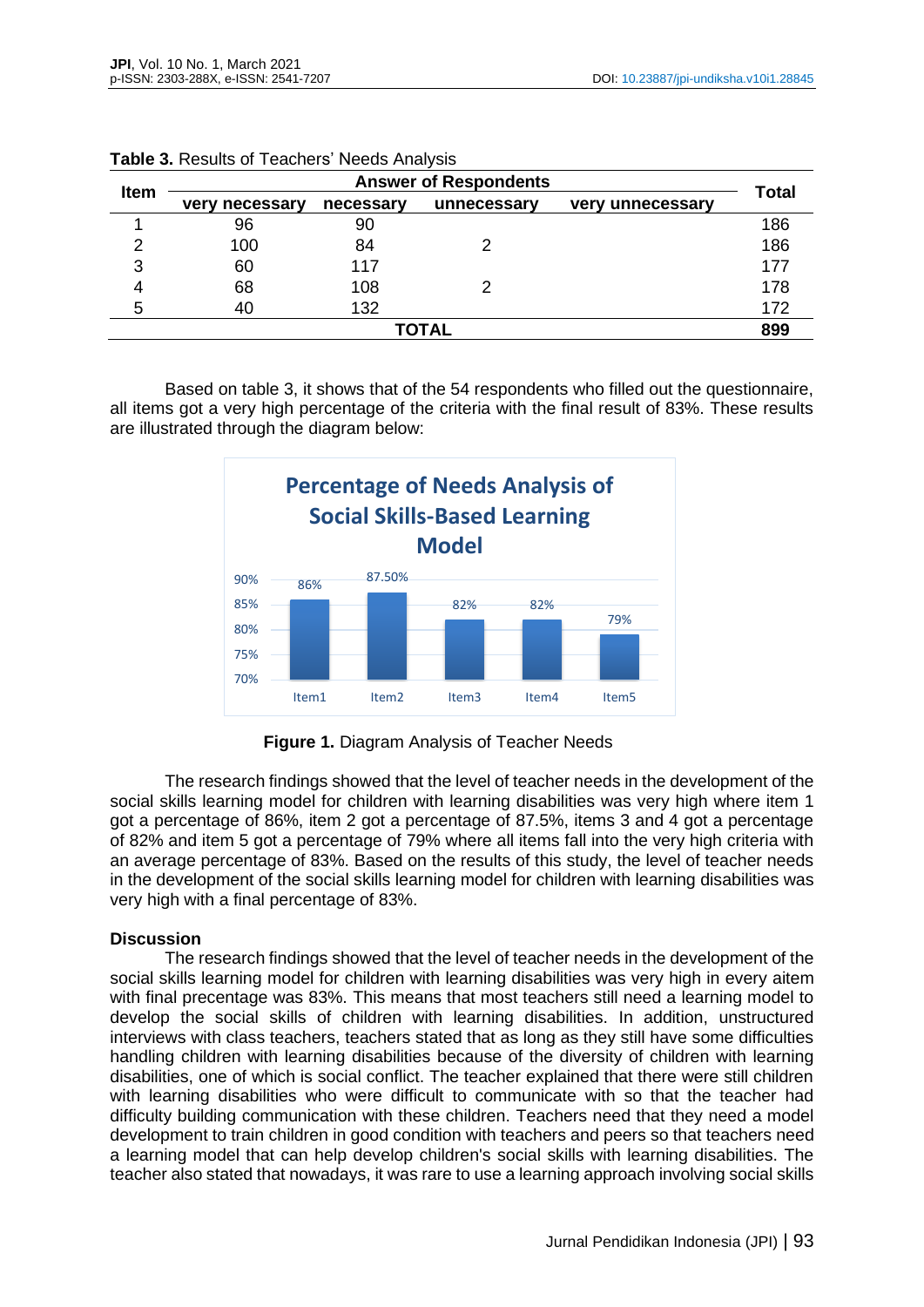**Table 3.** Results of Teachers' Needs Analysis

| Item | Answer of Respondents | | | | Total |
|---|---|---|---|---|---|
| | very necessary | necessary | unnecessary | very unnecessary | |
| 1 | 96 | 90 | | | 186 |
| 2 | 100 | 84 | 2 | | 186 |
| 3 | 60 | 117 | | | 177 |
| 4 | 68 | 108 | 2 | | 178 |
| 5 | 40 | 132 | | | 172 |
| TOTAL | | | | | 899 |

Based on table 3, it shows that of the 54 respondents who filled out the questionnaire, all items got a very high percentage of the criteria with the final result of 83%. These results are illustrated through the diagram below:

**Percentage of Needs Analysis of Social Skills-Based Learning Model**

| | Item1 | Item2 | Item3 | Item4 | Item5 |
|---|---|---|---|---|---|
| Percentage | 86% | 87.50% | 82% | 82% | 79% |

**Figure 1.** Diagram Analysis of Teacher Needs

The research findings showed that the level of teacher needs in the development of the social skills learning model for children with learning disabilities was very high where item 1 got a percentage of 86%, item 2 got a percentage of 87.5%, items 3 and 4 got a percentage of 82% and item 5 got a percentage of 79% where all items fall into the very high criteria with an average percentage of 83%. Based on the results of this study, the level of teacher needs in the development of the social skills learning model for children with learning disabilities was very high with a final percentage of 83%.

## Discussion

The research findings showed that the level of teacher needs in the development of the social skills learning model for children with learning disabilities was very high in every aitem with final precentage was 83%. This means that most teachers still need a learning model to develop the social skills of children with learning disabilities. In addition, unstructured interviews with class teachers, teachers stated that as long as they still have some difficulties handling children with learning disabilities because of the diversity of children with learning disabilities, one of which is social conflict. The teacher explained that there were still children with learning disabilities who were difficult to communicate with so that the teacher had difficulty building communication with these children. Teachers need that they need a model development to train children in good condition with teachers and peers so that teachers need a learning model that can help develop children's social skills with learning disabilities. The teacher also stated that nowadays, it was rare to use a learning approach involving social skills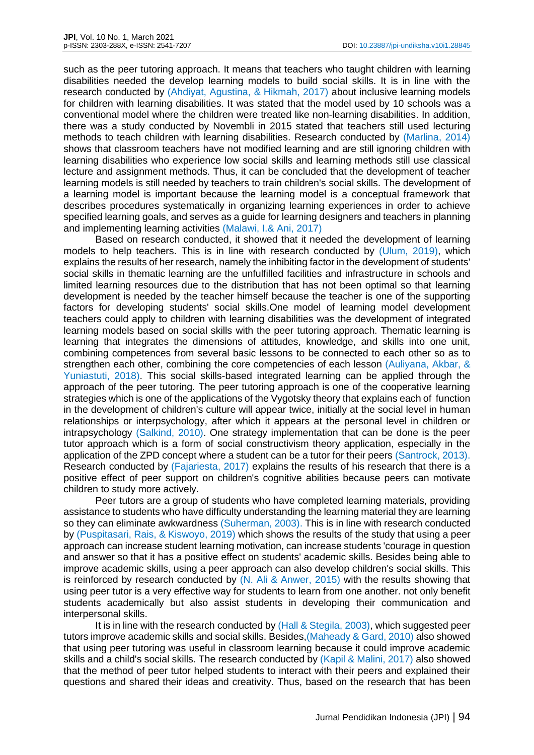such as the peer tutoring approach. It means that teachers who taught children with learning disabilities needed the develop learning models to build social skills. It is in line with the research conducted by (Ahdiyat, Agustina, & Hikmah, 2017) about inclusive learning models for children with learning disabilities. It was stated that the model used by 10 schools was a conventional model where the children were treated like non-learning disabilities. In addition, there was a study conducted by Novembli in 2015 stated that teachers still used lecturing methods to teach children with learning disabilities. Research conducted by (Marlina, 2014) shows that classroom teachers have not modified learning and are still ignoring children with learning disabilities who experience low social skills and learning methods still use classical lecture and assignment methods. Thus, it can be concluded that the development of teacher learning models is still needed by teachers to train children's social skills. The development of a learning model is important because the learning model is a conceptual framework that describes procedures systematically in organizing learning experiences in order to achieve specified learning goals, and serves as a guide for learning designers and teachers in planning and implementing learning activities (Malawi, I.& Ani, 2017)

Based on research conducted, it showed that it needed the development of learning models to help teachers. This is in line with research conducted by (Ulum, 2019), which explains the results of her research, namely the inhibiting factor in the development of students' social skills in thematic learning are the unfulfilled facilities and infrastructure in schools and limited learning resources due to the distribution that has not been optimal so that learning development is needed by the teacher himself because the teacher is one of the supporting factors for developing students' social skills.One model of learning model development teachers could apply to children with learning disabilities was the development of integrated learning models based on social skills with the peer tutoring approach. Thematic learning is learning that integrates the dimensions of attitudes, knowledge, and skills into one unit, combining competences from several basic lessons to be connected to each other so as to strengthen each other, combining the core competencies of each lesson (Auliyana, Akbar, & Yuniastuti, 2018). This social skills-based integrated learning can be applied through the approach of the peer tutoring. The peer tutoring approach is one of the cooperative learning strategies which is one of the applications of the Vygotsky theory that explains each of function in the development of children's culture will appear twice, initially at the social level in human relationships or interpsychology, after which it appears at the personal level in children or intrapsychology (Salkind, 2010). One strategy implementation that can be done is the peer tutor approach which is a form of social constructivism theory application, especially in the application of the ZPD concept where a student can be a tutor for their peers (Santrock, 2013). Research conducted by (Fajariesta, 2017) explains the results of his research that there is a positive effect of peer support on children's cognitive abilities because peers can motivate children to study more actively.

Peer tutors are a group of students who have completed learning materials, providing assistance to students who have difficulty understanding the learning material they are learning so they can eliminate awkwardness (Suherman, 2003). This is in line with research conducted by (Puspitasari, Rais, & Kiswoyo, 2019) which shows the results of the study that using a peer approach can increase student learning motivation, can increase students 'courage in question and answer so that it has a positive effect on students' academic skills. Besides being able to improve academic skills, using a peer approach can also develop children's social skills. This is reinforced by research conducted by (N. Ali & Anwer, 2015) with the results showing that using peer tutor is a very effective way for students to learn from one another. not only benefit students academically but also assist students in developing their communication and interpersonal skills.

It is in line with the research conducted by (Hall & Stegila, 2003), which suggested peer tutors improve academic skills and social skills. Besides,(Maheady & Gard, 2010) also showed that using peer tutoring was useful in classroom learning because it could improve academic skills and a child's social skills. The research conducted by (Kapil & Malini, 2017) also showed that the method of peer tutor helped students to interact with their peers and explained their questions and shared their ideas and creativity. Thus, based on the research that has been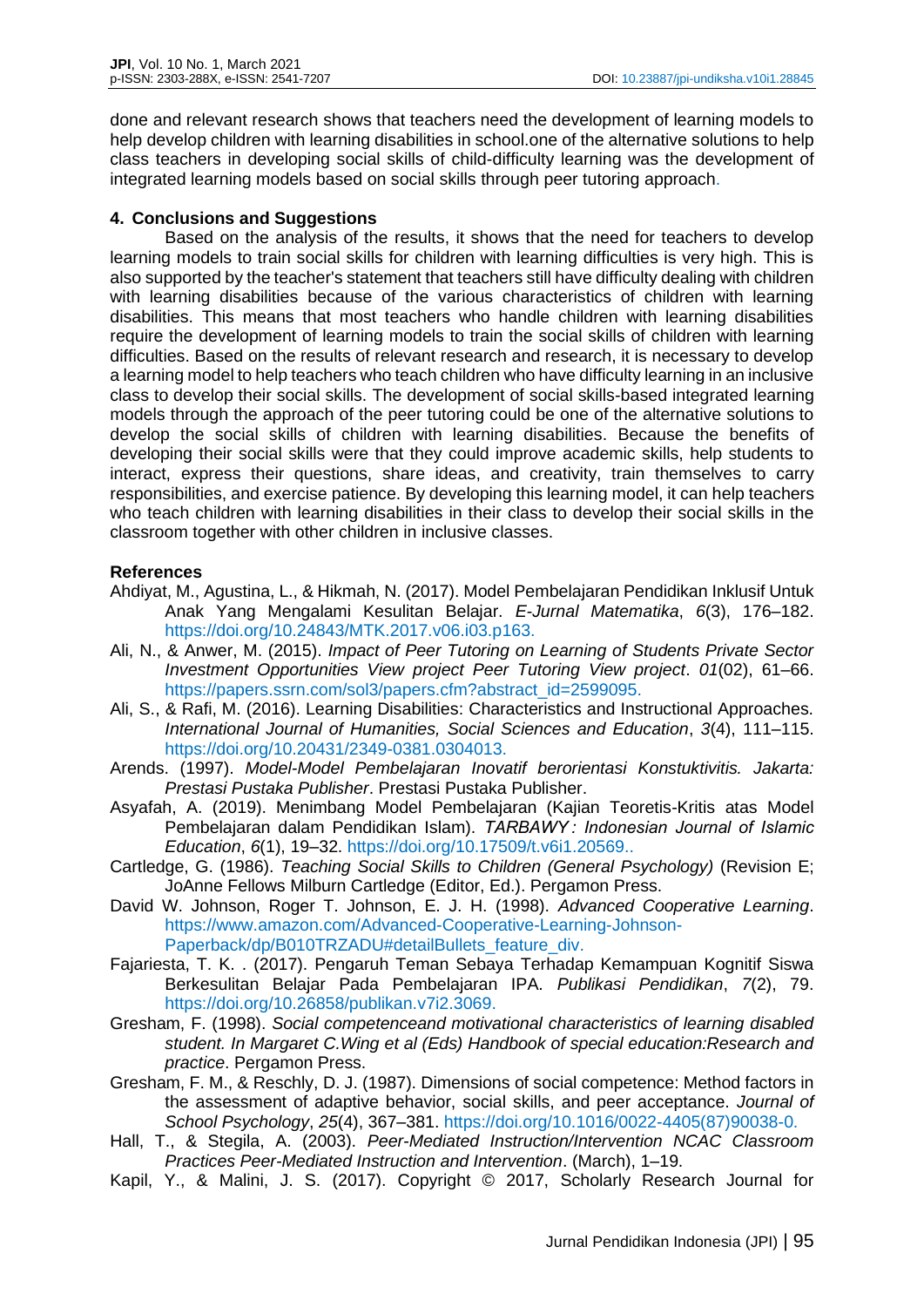done and relevant research shows that teachers need the development of learning models to help develop children with learning disabilities in school.one of the alternative solutions to help class teachers in developing social skills of child-difficulty learning was the development of integrated learning models based on social skills through peer tutoring approach.

## 4. Conclusions and Suggestions

Based on the analysis of the results, it shows that the need for teachers to develop learning models to train social skills for children with learning difficulties is very high. This is also supported by the teacher's statement that teachers still have difficulty dealing with children with learning disabilities because of the various characteristics of children with learning disabilities. This means that most teachers who handle children with learning disabilities require the development of learning models to train the social skills of children with learning difficulties. Based on the results of relevant research and research, it is necessary to develop a learning model to help teachers who teach children who have difficulty learning in an inclusive class to develop their social skills. The development of social skills-based integrated learning models through the approach of the peer tutoring could be one of the alternative solutions to develop the social skills of children with learning disabilities. Because the benefits of developing their social skills were that they could improve academic skills, help students to interact, express their questions, share ideas, and creativity, train themselves to carry responsibilities, and exercise patience. By developing this learning model, it can help teachers who teach children with learning disabilities in their class to develop their social skills in the classroom together with other children in inclusive classes.

## References

Ahdiyat, M., Agustina, L., & Hikmah, N. (2017). Model Pembelajaran Pendidikan Inklusif Untuk Anak Yang Mengalami Kesulitan Belajar. *E-Jurnal Matematika*, *6*(3), 176–182. https://doi.org/10.24843/MTK.2017.v06.i03.p163.

Ali, N., & Anwer, M. (2015). *Impact of Peer Tutoring on Learning of Students Private Sector Investment Opportunities View project Peer Tutoring View project*. *01*(02), 61–66. https://papers.ssrn.com/sol3/papers.cfm?abstract_id=2599095.

Ali, S., & Rafi, M. (2016). Learning Disabilities: Characteristics and Instructional Approaches. *International Journal of Humanities, Social Sciences and Education*, *3*(4), 111–115. https://doi.org/10.20431/2349-0381.0304013.

Arends. (1997). *Model-Model Pembelajaran Inovatif berorientasi Konstuktivitis. Jakarta: Prestasi Pustaka Publisher*. Prestasi Pustaka Publisher.

Asyafah, A. (2019). Menimbang Model Pembelajaran (Kajian Teoretis-Kritis atas Model Pembelajaran dalam Pendidikan Islam). *TARBAWY : Indonesian Journal of Islamic Education*, *6*(1), 19–32. https://doi.org/10.17509/t.v6i1.20569..

Cartledge, G. (1986). *Teaching Social Skills to Children (General Psychology)* (Revision E; JoAnne Fellows Milburn Cartledge (Editor, Ed.). Pergamon Press.

David W. Johnson, Roger T. Johnson, E. J. H. (1998). *Advanced Cooperative Learning*. https://www.amazon.com/Advanced-Cooperative-Learning-Johnson-Paperback/dp/B010TRZADU#detailBullets_feature_div.

Fajariesta, T. K. . (2017). Pengaruh Teman Sebaya Terhadap Kemampuan Kognitif Siswa Berkesulitan Belajar Pada Pembelajaran IPA. *Publikasi Pendidikan*, *7*(2), 79. https://doi.org/10.26858/publikan.v7i2.3069.

Gresham, F. (1998). *Social competenceand motivational characteristics of learning disabled student. In Margaret C.Wing et al (Eds) Handbook of special education:Research and practice*. Pergamon Press.

Gresham, F. M., & Reschly, D. J. (1987). Dimensions of social competence: Method factors in the assessment of adaptive behavior, social skills, and peer acceptance. *Journal of School Psychology*, *25*(4), 367–381. https://doi.org/10.1016/0022-4405(87)90038-0.

Hall, T., & Stegila, A. (2003). *Peer-Mediated Instruction/Intervention NCAC Classroom Practices Peer-Mediated Instruction and Intervention*. (March), 1–19.

Kapil, Y., & Malini, J. S. (2017). Copyright © 2017, Scholarly Research Journal for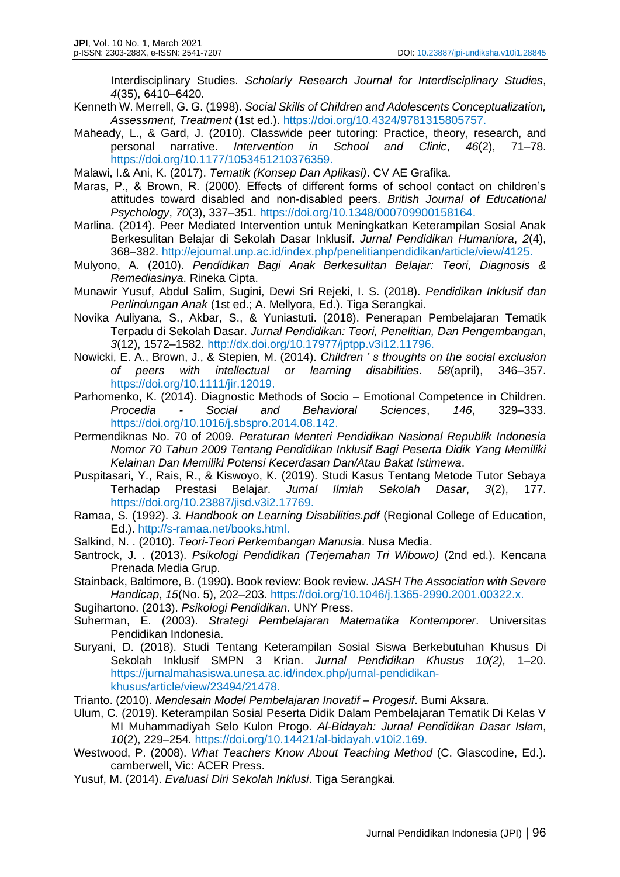Interdisciplinary Studies. *Scholarly Research Journal for Interdisciplinary Studies*, *4*(35), 6410–6420.

Kenneth W. Merrell, G. G. (1998). *Social Skills of Children and Adolescents Conceptualization, Assessment, Treatment* (1st ed.). https://doi.org/10.4324/9781315805757.

Maheady, L., & Gard, J. (2010). Classwide peer tutoring: Practice, theory, research, and personal narrative. *Intervention in School and Clinic*, *46*(2), 71–78. https://doi.org/10.1177/1053451210376359.

Malawi, I.& Ani, K. (2017). *Tematik (Konsep Dan Aplikasi)*. CV AE Grafika.

Maras, P., & Brown, R. (2000). Effects of different forms of school contact on children's attitudes toward disabled and non-disabled peers. *British Journal of Educational Psychology*, *70*(3), 337–351. https://doi.org/10.1348/000709900158164.

Marlina. (2014). Peer Mediated Intervention untuk Meningkatkan Keterampilan Sosial Anak Berkesulitan Belajar di Sekolah Dasar Inklusif. *Jurnal Pendidikan Humaniora*, *2*(4), 368–382. http://ejournal.unp.ac.id/index.php/penelitianpendidikan/article/view/4125.

Mulyono, A. (2010). *Pendidikan Bagi Anak Berkesulitan Belajar: Teori, Diagnosis & Remediasinya*. Rineka Cipta.

Munawir Yusuf, Abdul Salim, Sugini, Dewi Sri Rejeki, I. S. (2018). *Pendidikan Inklusif dan Perlindungan Anak* (1st ed.; A. Mellyora, Ed.). Tiga Serangkai.

Novika Auliyana, S., Akbar, S., & Yuniastuti. (2018). Penerapan Pembelajaran Tematik Terpadu di Sekolah Dasar. *Jurnal Pendidikan: Teori, Penelitian, Dan Pengembangan*, *3*(12), 1572–1582. http://dx.doi.org/10.17977/jptpp.v3i12.11796.

Nowicki, E. A., Brown, J., & Stepien, M. (2014). *Children ' s thoughts on the social exclusion of peers with intellectual or learning disabilities*. *58*(april), 346–357. https://doi.org/10.1111/jir.12019.

Parhomenko, K. (2014). Diagnostic Methods of Socio – Emotional Competence in Children. *Procedia - Social and Behavioral Sciences*, *146*, 329–333. https://doi.org/10.1016/j.sbspro.2014.08.142.

Permendiknas No. 70 of 2009. *Peraturan Menteri Pendidikan Nasional Republik Indonesia Nomor 70 Tahun 2009 Tentang Pendidikan Inklusif Bagi Peserta Didik Yang Memiliki Kelainan Dan Memiliki Potensi Kecerdasan Dan/Atau Bakat Istimewa*.

Puspitasari, Y., Rais, R., & Kiswoyo, K. (2019). Studi Kasus Tentang Metode Tutor Sebaya Terhadap Prestasi Belajar. *Jurnal Ilmiah Sekolah Dasar*, *3*(2), 177. https://doi.org/10.23887/jisd.v3i2.17769.

Ramaa, S. (1992). *3. Handbook on Learning Disabilities.pdf* (Regional College of Education, Ed.). http://s-ramaa.net/books.html.

Salkind, N. . (2010). *Teori-Teori Perkembangan Manusia*. Nusa Media.

Santrock, J. . (2013). *Psikologi Pendidikan (Terjemahan Tri Wibowo)* (2nd ed.). Kencana Prenada Media Grup.

Stainback, Baltimore, B. (1990). Book review: Book review. *JASH The Association with Severe Handicap*, *15*(No. 5), 202–203. https://doi.org/10.1046/j.1365-2990.2001.00322.x.

Sugihartono. (2013). *Psikologi Pendidikan*. UNY Press.

Suherman, E. (2003). *Strategi Pembelajaran Matematika Kontemporer*. Universitas Pendidikan Indonesia.

Suryani, D. (2018). Studi Tentang Keterampilan Sosial Siswa Berkebutuhan Khusus Di Sekolah Inklusif SMPN 3 Krian. *Jurnal Pendidikan Khusus 10(2),* 1–20. https://jurnalmahasiswa.unesa.ac.id/index.php/jurnal-pendidikan-khusus/article/view/23494/21478.

Trianto. (2010). *Mendesain Model Pembelajaran Inovatif – Progesif*. Bumi Aksara.

Ulum, C. (2019). Keterampilan Sosial Peserta Didik Dalam Pembelajaran Tematik Di Kelas V MI Muhammadiyah Selo Kulon Progo. *Al-Bidayah: Jurnal Pendidikan Dasar Islam*, *10*(2), 229–254. https://doi.org/10.14421/al-bidayah.v10i2.169.

Westwood, P. (2008). *What Teachers Know About Teaching Method* (C. Glascodine, Ed.). camberwell, Vic: ACER Press.

Yusuf, M. (2014). *Evaluasi Diri Sekolah Inklusi*. Tiga Serangkai.